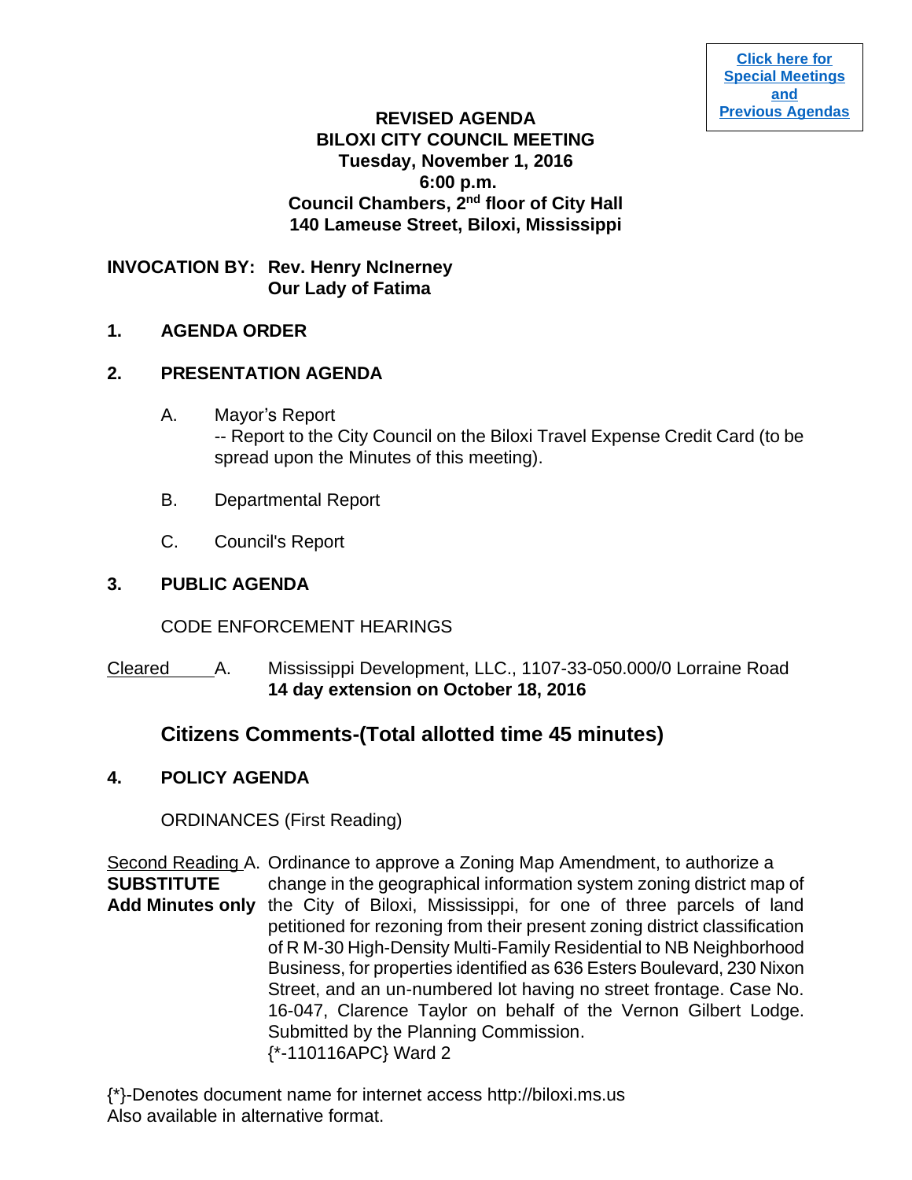**Click here for Special Meetings and Previous Agendas**

**REVISED AGENDA**
**BILOXI CITY COUNCIL MEETING**
**Tuesday, November 1, 2016**
**6:00 p.m.**
**Council Chambers, 2nd floor of City Hall**
**140 Lameuse Street, Biloxi, Mississippi**

**INVOCATION BY: Rev. Henry NcInerney**
**Our Lady of Fatima**

**1. AGENDA ORDER**

**2. PRESENTATION AGENDA**

A. Mayor's Report
-- Report to the City Council on the Biloxi Travel Expense Credit Card (to be spread upon the Minutes of this meeting).

B. Departmental Report

C. Council's Report

**3. PUBLIC AGENDA**

CODE ENFORCEMENT HEARINGS

Cleared A. Mississippi Development, LLC., 1107-33-050.000/0 Lorraine Road
**14 day extension on October 18, 2016**

## Citizens Comments-(Total allotted time 45 minutes)

**4. POLICY AGENDA**

ORDINANCES (First Reading)

Second Reading **SUBSTITUTE** **Add Minutes only** A. Ordinance to approve a Zoning Map Amendment, to authorize a change in the geographical information system zoning district map of the City of Biloxi, Mississippi, for one of three parcels of land petitioned for rezoning from their present zoning district classification of R M-30 High-Density Multi-Family Residential to NB Neighborhood Business, for properties identified as 636 Esters Boulevard, 230 Nixon Street, and an un-numbered lot having no street frontage. Case No. 16-047, Clarence Taylor on behalf of the Vernon Gilbert Lodge. Submitted by the Planning Commission.
{*-110116APC} Ward 2

{*}-Denotes document name for internet access http://biloxi.ms.us
Also available in alternative format.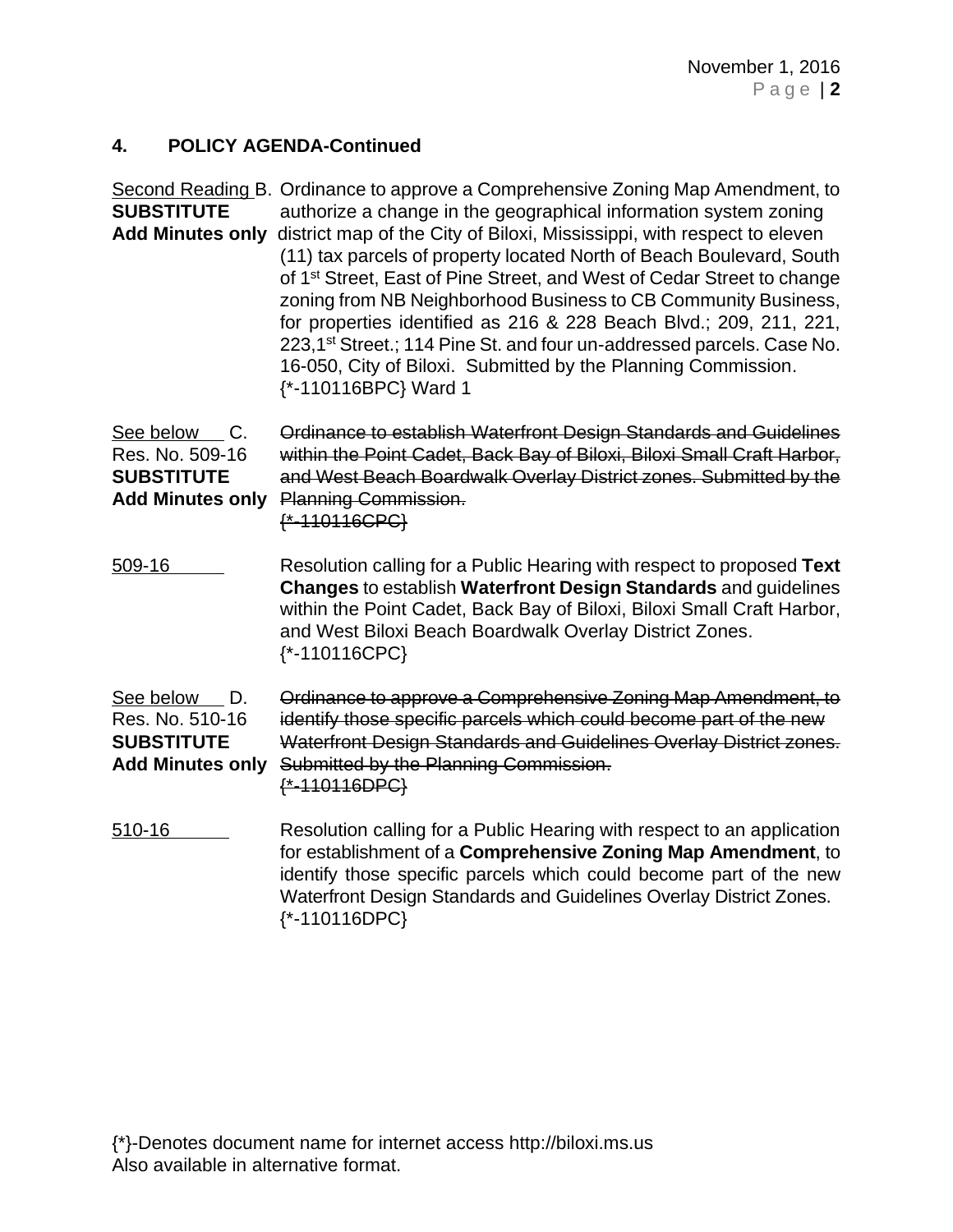### 4. POLICY AGENDA-Continued

Second Reading B. **SUBSTITUTE** **Add Minutes only** — Ordinance to approve a Comprehensive Zoning Map Amendment, to authorize a change in the geographical information system zoning district map of the City of Biloxi, Mississippi, with respect to eleven (11) tax parcels of property located North of Beach Boulevard, South of 1st Street, East of Pine Street, and West of Cedar Street to change zoning from NB Neighborhood Business to CB Community Business, for properties identified as 216 & 228 Beach Blvd.; 209, 211, 221, 223, 1st Street.; 114 Pine St. and four un-addressed parcels. Case No. 16-050, City of Biloxi. Submitted by the Planning Commission. {*-110116BPC} Ward 1

See below C. Res. No. 509-16 **SUBSTITUTE** **Add Minutes only** — ~~Ordinance to establish Waterfront Design Standards and Guidelines within the Point Cadet, Back Bay of Biloxi, Biloxi Small Craft Harbor, and West Beach Boardwalk Overlay District zones. Submitted by the Planning Commission. {*-110116CPC}~~

509-16 — Resolution calling for a Public Hearing with respect to proposed **Text Changes** to establish **Waterfront Design Standards** and guidelines within the Point Cadet, Back Bay of Biloxi, Biloxi Small Craft Harbor, and West Biloxi Beach Boardwalk Overlay District Zones. {*-110116CPC}

See below D. Res. No. 510-16 **SUBSTITUTE** **Add Minutes only** — ~~Ordinance to approve a Comprehensive Zoning Map Amendment, to identify those specific parcels which could become part of the new Waterfront Design Standards and Guidelines Overlay District zones. Submitted by the Planning Commission. {*-110116DPC}~~

510-16 — Resolution calling for a Public Hearing with respect to an application for establishment of a **Comprehensive Zoning Map Amendment**, to identify those specific parcels which could become part of the new Waterfront Design Standards and Guidelines Overlay District Zones. {*-110116DPC}

{*}-Denotes document name for internet access http://biloxi.ms.us
Also available in alternative format.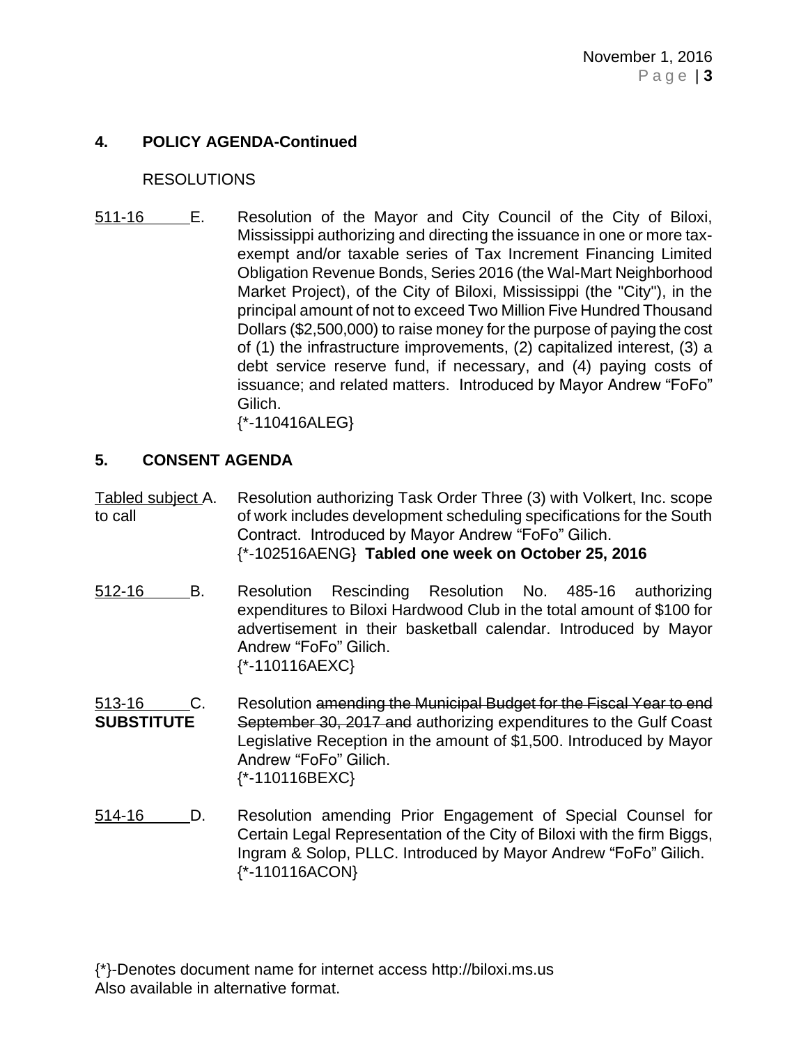## 4. POLICY AGENDA-Continued

RESOLUTIONS

511-16 E. Resolution of the Mayor and City Council of the City of Biloxi, Mississippi authorizing and directing the issuance in one or more tax-exempt and/or taxable series of Tax Increment Financing Limited Obligation Revenue Bonds, Series 2016 (the Wal-Mart Neighborhood Market Project), of the City of Biloxi, Mississippi (the "City"), in the principal amount of not to exceed Two Million Five Hundred Thousand Dollars ($2,500,000) to raise money for the purpose of paying the cost of (1) the infrastructure improvements, (2) capitalized interest, (3) a debt service reserve fund, if necessary, and (4) paying costs of issuance; and related matters. Introduced by Mayor Andrew "FoFo" Gilich.
{*-110416ALEG}

## 5. CONSENT AGENDA

Tabled subject to call A. Resolution authorizing Task Order Three (3) with Volkert, Inc. scope of work includes development scheduling specifications for the South Contract. Introduced by Mayor Andrew "FoFo" Gilich.
{*-102516AENG} **Tabled one week on October 25, 2016**

512-16 B. Resolution Rescinding Resolution No. 485-16 authorizing expenditures to Biloxi Hardwood Club in the total amount of $100 for advertisement in their basketball calendar. Introduced by Mayor Andrew "FoFo" Gilich.
{*-110116AEXC}

513-16 **SUBSTITUTE** C. Resolution ~~amending the Municipal Budget for the Fiscal Year to end September 30, 2017 and~~ authorizing expenditures to the Gulf Coast Legislative Reception in the amount of $1,500. Introduced by Mayor Andrew "FoFo" Gilich.
{*-110116BEXC}

514-16 D. Resolution amending Prior Engagement of Special Counsel for Certain Legal Representation of the City of Biloxi with the firm Biggs, Ingram & Solop, PLLC. Introduced by Mayor Andrew "FoFo" Gilich.
{*-110116ACON}

{*}-Denotes document name for internet access http://biloxi.ms.us
Also available in alternative format.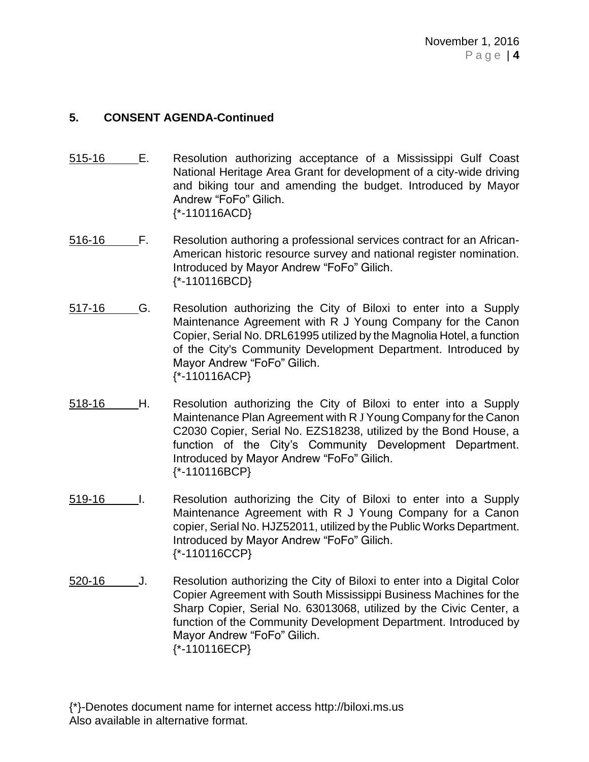## 5. CONSENT AGENDA-Continued

515-16 E. Resolution authorizing acceptance of a Mississippi Gulf Coast National Heritage Area Grant for development of a city-wide driving and biking tour and amending the budget. Introduced by Mayor Andrew “FoFo” Gilich.
{*-110116ACD}

516-16 F. Resolution authoring a professional services contract for an African-American historic resource survey and national register nomination. Introduced by Mayor Andrew “FoFo” Gilich.
{*-110116BCD}

517-16 G. Resolution authorizing the City of Biloxi to enter into a Supply Maintenance Agreement with R J Young Company for the Canon Copier, Serial No. DRL61995 utilized by the Magnolia Hotel, a function of the City's Community Development Department. Introduced by Mayor Andrew “FoFo” Gilich.
{*-110116ACP}

518-16 H. Resolution authorizing the City of Biloxi to enter into a Supply Maintenance Plan Agreement with R J Young Company for the Canon C2030 Copier, Serial No. EZS18238, utilized by the Bond House, a function of the City’s Community Development Department. Introduced by Mayor Andrew “FoFo” Gilich.
{*-110116BCP}

519-16 I. Resolution authorizing the City of Biloxi to enter into a Supply Maintenance Agreement with R J Young Company for a Canon copier, Serial No. HJZ52011, utilized by the Public Works Department. Introduced by Mayor Andrew “FoFo” Gilich.
{*-110116CCP}

520-16 J. Resolution authorizing the City of Biloxi to enter into a Digital Color Copier Agreement with South Mississippi Business Machines for the Sharp Copier, Serial No. 63013068, utilized by the Civic Center, a function of the Community Development Department. Introduced by Mayor Andrew “FoFo” Gilich.
{*-110116ECP}

{*}-Denotes document name for internet access http://biloxi.ms.us
Also available in alternative format.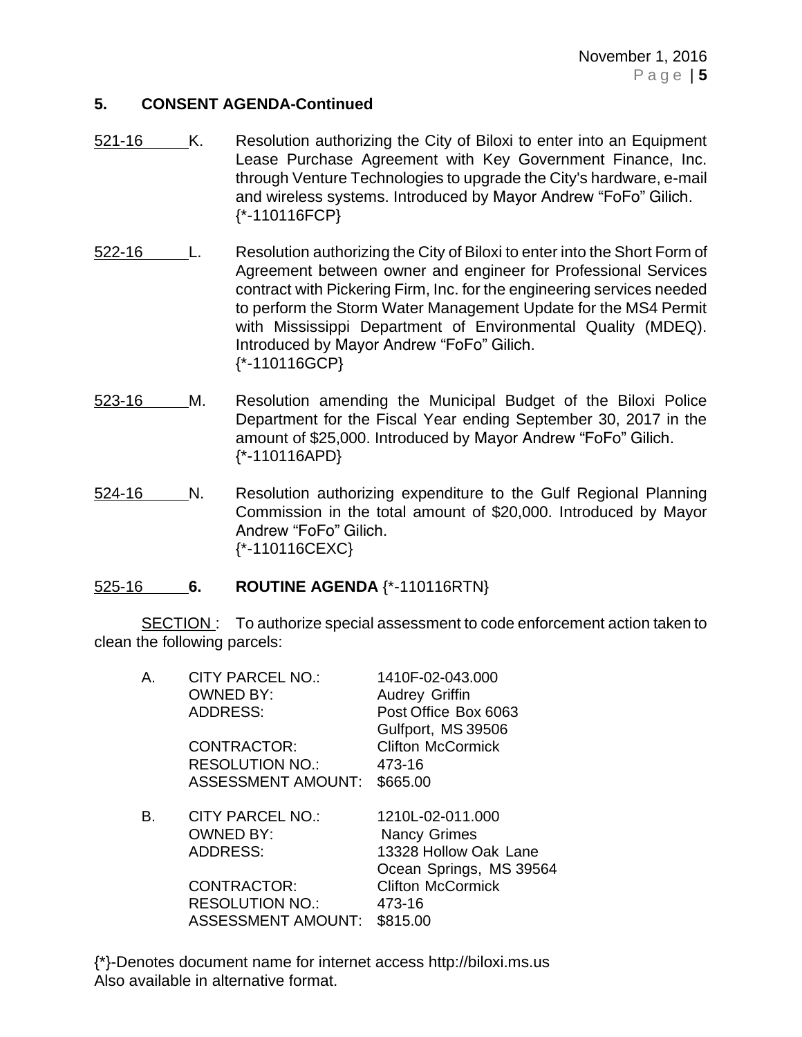## 5. CONSENT AGENDA-Continued

521-16 K. Resolution authorizing the City of Biloxi to enter into an Equipment Lease Purchase Agreement with Key Government Finance, Inc. through Venture Technologies to upgrade the City's hardware, e-mail and wireless systems. Introduced by Mayor Andrew "FoFo" Gilich. {*-110116FCP}

522-16 L. Resolution authorizing the City of Biloxi to enter into the Short Form of Agreement between owner and engineer for Professional Services contract with Pickering Firm, Inc. for the engineering services needed to perform the Storm Water Management Update for the MS4 Permit with Mississippi Department of Environmental Quality (MDEQ). Introduced by Mayor Andrew "FoFo" Gilich. {*-110116GCP}

523-16 M. Resolution amending the Municipal Budget of the Biloxi Police Department for the Fiscal Year ending September 30, 2017 in the amount of $25,000. Introduced by Mayor Andrew "FoFo" Gilich. {*-110116APD}

524-16 N. Resolution authorizing expenditure to the Gulf Regional Planning Commission in the total amount of $20,000. Introduced by Mayor Andrew "FoFo" Gilich. {*-110116CEXC}

525-16 **6. ROUTINE AGENDA** {*-110116RTN}

SECTION : To authorize special assessment to code enforcement action taken to clean the following parcels:

A. CITY PARCEL NO.: 1410F-02-043.000
OWNED BY: Audrey Griffin
ADDRESS: Post Office Box 6063
Gulfport, MS 39506
CONTRACTOR: Clifton McCormick
RESOLUTION NO.: 473-16
ASSESSMENT AMOUNT: $665.00

B. CITY PARCEL NO.: 1210L-02-011.000
OWNED BY: Nancy Grimes
ADDRESS: 13328 Hollow Oak Lane
Ocean Springs, MS 39564
CONTRACTOR: Clifton McCormick
RESOLUTION NO.: 473-16
ASSESSMENT AMOUNT: $815.00

{*}-Denotes document name for internet access http://biloxi.ms.us
Also available in alternative format.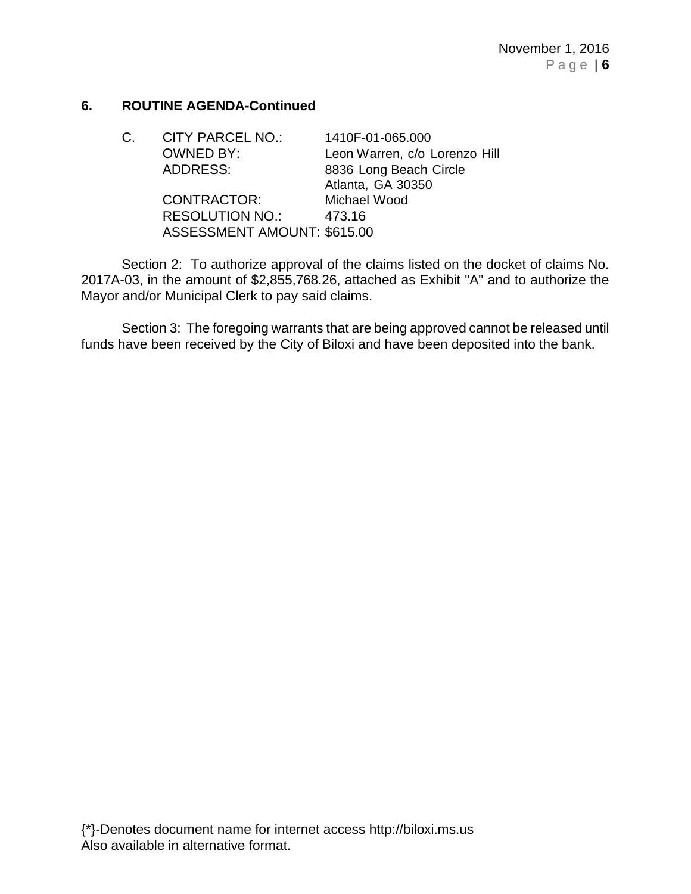## 6. ROUTINE AGENDA-Continued

C. CITY PARCEL NO.: 1410F-01-065.000
OWNED BY: Leon Warren, c/o Lorenzo Hill
ADDRESS: 8836 Long Beach Circle
Atlanta, GA 30350
CONTRACTOR: Michael Wood
RESOLUTION NO.: 473.16
ASSESSMENT AMOUNT: $615.00

Section 2: To authorize approval of the claims listed on the docket of claims No. 2017A-03, in the amount of $2,855,768.26, attached as Exhibit "A" and to authorize the Mayor and/or Municipal Clerk to pay said claims.

Section 3: The foregoing warrants that are being approved cannot be released until funds have been received by the City of Biloxi and have been deposited into the bank.

{*}-Denotes document name for internet access http://biloxi.ms.us
Also available in alternative format.